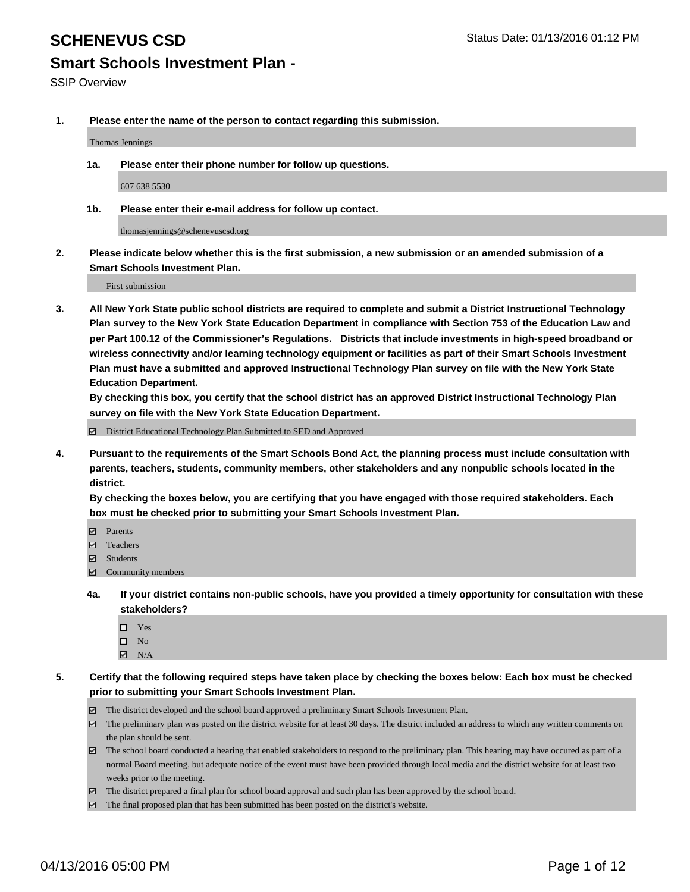# SCHENEVUS CSD

Status Date: 01/13/2016 01:12 PM

## Smart Schools Investment Plan -

SSIP Overview

**1. Please enter the name of the person to contact regarding this submission.**

Thomas Jennings

**1a. Please enter their phone number for follow up questions.**

607 638 5530

**1b. Please enter their e-mail address for follow up contact.**

thomasjennings@schenevuscsd.org

**2. Please indicate below whether this is the first submission, a new submission or an amended submission of a Smart Schools Investment Plan.**

First submission

**3. All New York State public school districts are required to complete and submit a District Instructional Technology Plan survey to the New York State Education Department in compliance with Section 753 of the Education Law and per Part 100.12 of the Commissioner's Regulations. Districts that include investments in high-speed broadband or wireless connectivity and/or learning technology equipment or facilities as part of their Smart Schools Investment Plan must have a submitted and approved Instructional Technology Plan survey on file with the New York State Education Department.**
**By checking this box, you certify that the school district has an approved District Instructional Technology Plan survey on file with the New York State Education Department.**

☑ District Educational Technology Plan Submitted to SED and Approved

**4. Pursuant to the requirements of the Smart Schools Bond Act, the planning process must include consultation with parents, teachers, students, community members, other stakeholders and any nonpublic schools located in the district.**
**By checking the boxes below, you are certifying that you have engaged with those required stakeholders. Each box must be checked prior to submitting your Smart Schools Investment Plan.**

- ☑ Parents
- ☑ Teachers
- ☑ Students
- ☑ Community members

**4a. If your district contains non-public schools, have you provided a timely opportunity for consultation with these stakeholders?**

- ☐ Yes
- ☐ No
- ☑ N/A

**5. Certify that the following required steps have taken place by checking the boxes below: Each box must be checked prior to submitting your Smart Schools Investment Plan.**

- ☑ The district developed and the school board approved a preliminary Smart Schools Investment Plan.
- ☑ The preliminary plan was posted on the district website for at least 30 days. The district included an address to which any written comments on the plan should be sent.
- ☑ The school board conducted a hearing that enabled stakeholders to respond to the preliminary plan. This hearing may have occured as part of a normal Board meeting, but adequate notice of the event must have been provided through local media and the district website for at least two weeks prior to the meeting.
- ☑ The district prepared a final plan for school board approval and such plan has been approved by the school board.
- ☑ The final proposed plan that has been submitted has been posted on the district's website.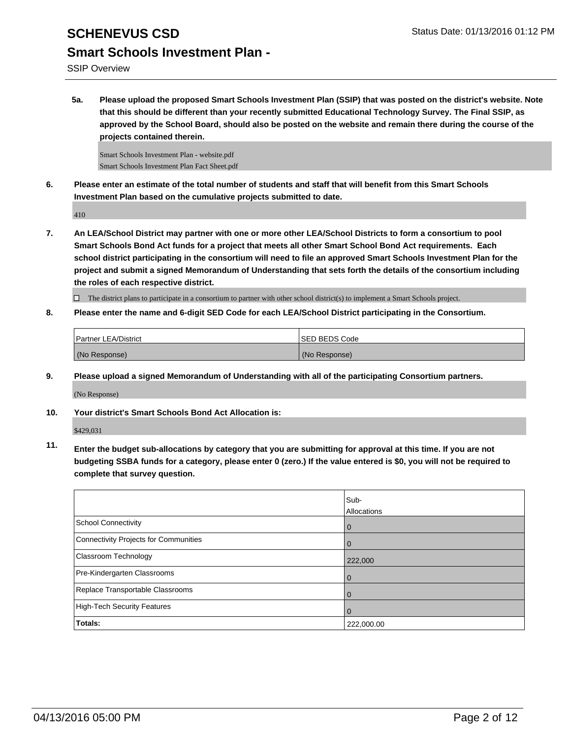**5a. Please upload the proposed Smart Schools Investment Plan (SSIP) that was posted on the district's website. Note that this should be different than your recently submitted Educational Technology Survey. The Final SSIP, as approved by the School Board, should also be posted on the website and remain there during the course of the projects contained therein.**

Smart Schools Investment Plan - website.pdf
Smart Schools Investment Plan Fact Sheet.pdf

**6. Please enter an estimate of the total number of students and staff that will benefit from this Smart Schools Investment Plan based on the cumulative projects submitted to date.**

410

**7. An LEA/School District may partner with one or more other LEA/School Districts to form a consortium to pool Smart Schools Bond Act funds for a project that meets all other Smart School Bond Act requirements. Each school district participating in the consortium will need to file an approved Smart Schools Investment Plan for the project and submit a signed Memorandum of Understanding that sets forth the details of the consortium including the roles of each respective district.**

☐ The district plans to participate in a consortium to partner with other school district(s) to implement a Smart Schools project.

**8. Please enter the name and 6-digit SED Code for each LEA/School District participating in the Consortium.**

| Partner LEA/District | SED BEDS Code |
|---|---|
| (No Response) | (No Response) |

**9. Please upload a signed Memorandum of Understanding with all of the participating Consortium partners.**

(No Response)

**10. Your district's Smart Schools Bond Act Allocation is:**

$429,031

**11. Enter the budget sub-allocations by category that you are submitting for approval at this time. If you are not budgeting SSBA funds for a category, please enter 0 (zero.) If the value entered is $0, you will not be required to complete that survey question.**

| | Sub-Allocations |
|---|---|
| School Connectivity | 0 |
| Connectivity Projects for Communities | 0 |
| Classroom Technology | 222,000 |
| Pre-Kindergarten Classrooms | 0 |
| Replace Transportable Classrooms | 0 |
| High-Tech Security Features | 0 |
| **Totals:** | 222,000.00 |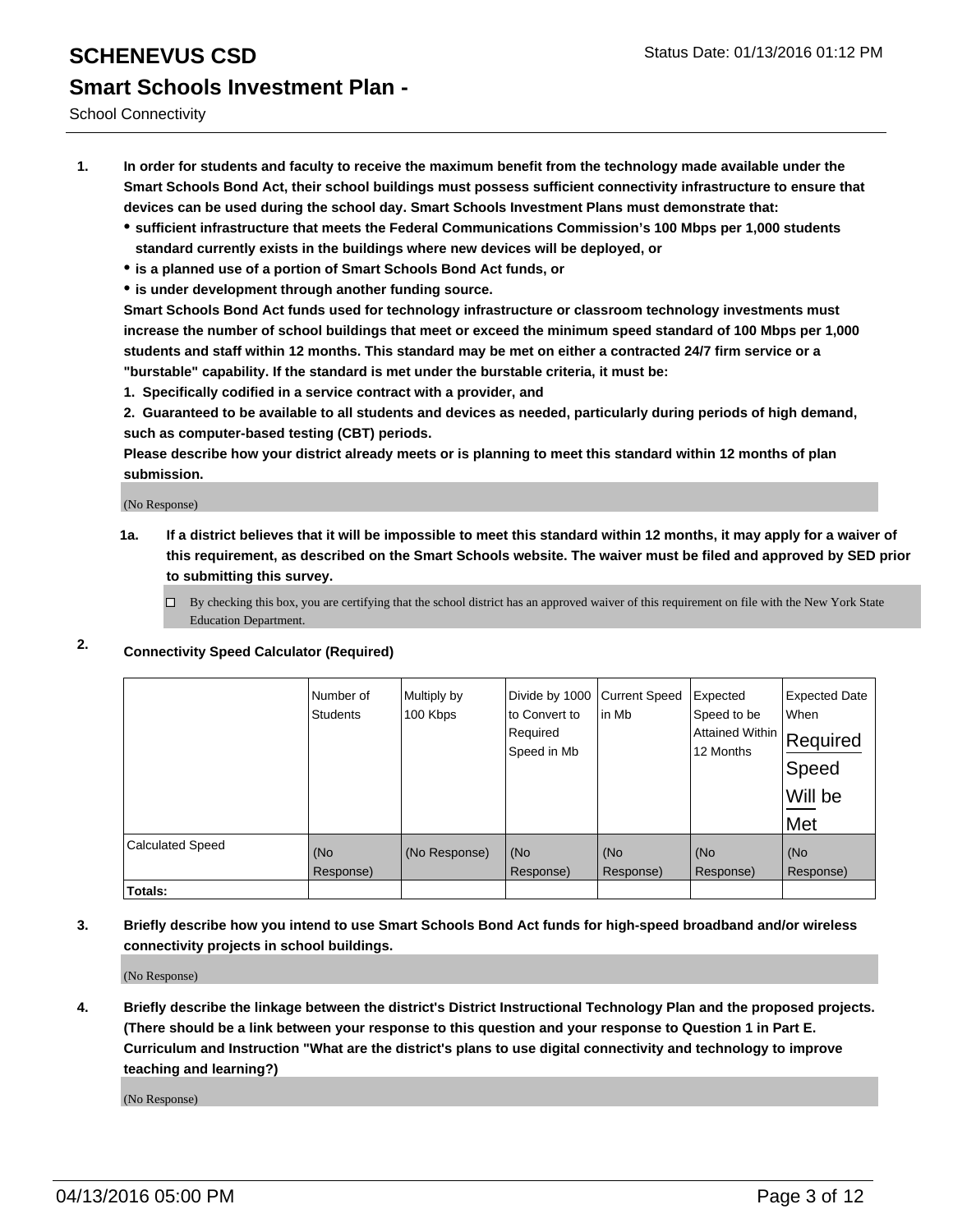# SCHENEVUS CSD

## Smart Schools Investment Plan -

School Connectivity

1. **In order for students and faculty to receive the maximum benefit from the technology made available under the Smart Schools Bond Act, their school buildings must possess sufficient connectivity infrastructure to ensure that devices can be used during the school day. Smart Schools Investment Plans must demonstrate that:**
   - **sufficient infrastructure that meets the Federal Communications Commission's 100 Mbps per 1,000 students standard currently exists in the buildings where new devices will be deployed, or**
   - **is a planned use of a portion of Smart Schools Bond Act funds, or**
   - **is under development through another funding source.**

   **Smart Schools Bond Act funds used for technology infrastructure or classroom technology investments must increase the number of school buildings that meet or exceed the minimum speed standard of 100 Mbps per 1,000 students and staff within 12 months. This standard may be met on either a contracted 24/7 firm service or a "burstable" capability. If the standard is met under the burstable criteria, it must be:**

   **1. Specifically codified in a service contract with a provider, and**

   **2. Guaranteed to be available to all students and devices as needed, particularly during periods of high demand, such as computer-based testing (CBT) periods.**

   **Please describe how your district already meets or is planning to meet this standard within 12 months of plan submission.**

   (No Response)

   **1a. If a district believes that it will be impossible to meet this standard within 12 months, it may apply for a waiver of this requirement, as described on the Smart Schools website. The waiver must be filed and approved by SED prior to submitting this survey.**

   ☐ By checking this box, you are certifying that the school district has an approved waiver of this requirement on file with the New York State Education Department.

2. **Connectivity Speed Calculator (Required)**

| | Number of Students | Multiply by 100 Kbps | Divide by 1000 to Convert to Required Speed in Mb | Current Speed in Mb | Expected Speed to be Attained Within 12 Months | Expected Date When Required Speed Will be Met |
|---|---|---|---|---|---|---|
| Calculated Speed | (No Response) | (No Response) | (No Response) | (No Response) | (No Response) | (No Response) |
| **Totals:** | | | | | | |

3. **Briefly describe how you intend to use Smart Schools Bond Act funds for high-speed broadband and/or wireless connectivity projects in school buildings.**

   (No Response)

4. **Briefly describe the linkage between the district's District Instructional Technology Plan and the proposed projects. (There should be a link between your response to this question and your response to Question 1 in Part E. Curriculum and Instruction "What are the district's plans to use digital connectivity and technology to improve teaching and learning?)**

   (No Response)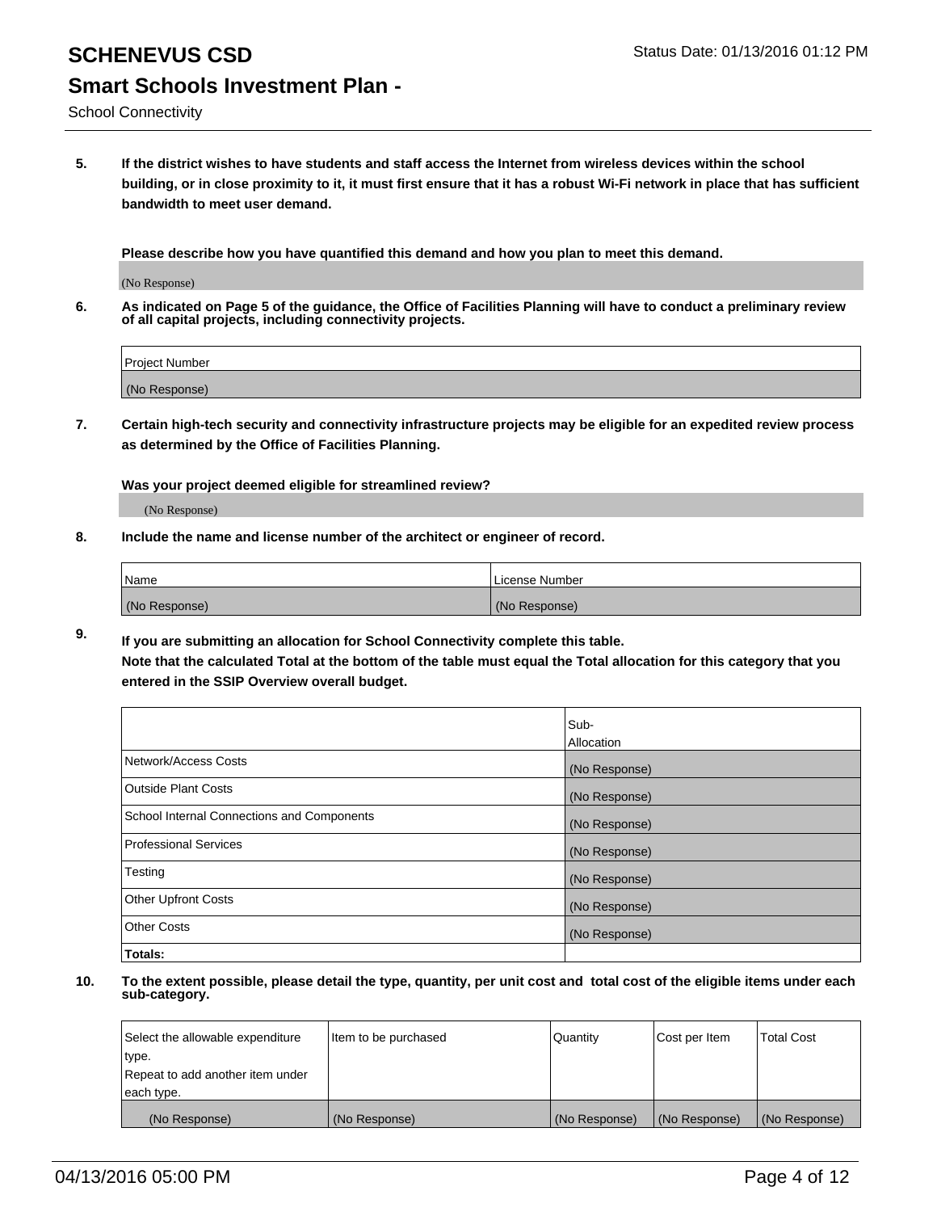# SCHENEVUS CSD

Status Date: 01/13/2016 01:12 PM

## Smart Schools Investment Plan -

School Connectivity

**5. If the district wishes to have students and staff access the Internet from wireless devices within the school building, or in close proximity to it, it must first ensure that it has a robust Wi-Fi network in place that has sufficient bandwidth to meet user demand.**

**Please describe how you have quantified this demand and how you plan to meet this demand.**

(No Response)

**6. As indicated on Page 5 of the guidance, the Office of Facilities Planning will have to conduct a preliminary review of all capital projects, including connectivity projects.**

| Project Number |
|---|
| (No Response) |

**7. Certain high-tech security and connectivity infrastructure projects may be eligible for an expedited review process as determined by the Office of Facilities Planning.**

**Was your project deemed eligible for streamlined review?**

(No Response)

**8. Include the name and license number of the architect or engineer of record.**

| Name | License Number |
|---|---|
| (No Response) | (No Response) |

**9. If you are submitting an allocation for School Connectivity complete this table. Note that the calculated Total at the bottom of the table must equal the Total allocation for this category that you entered in the SSIP Overview overall budget.**

| | Sub-Allocation |
|---|---|
| Network/Access Costs | (No Response) |
| Outside Plant Costs | (No Response) |
| School Internal Connections and Components | (No Response) |
| Professional Services | (No Response) |
| Testing | (No Response) |
| Other Upfront Costs | (No Response) |
| Other Costs | (No Response) |
| **Totals:** | |

**10. To the extent possible, please detail the type, quantity, per unit cost and total cost of the eligible items under each sub-category.**

| Select the allowable expenditure type. Repeat to add another item under each type. | Item to be purchased | Quantity | Cost per Item | Total Cost |
|---|---|---|---|---|
| (No Response) | (No Response) | (No Response) | (No Response) | (No Response) |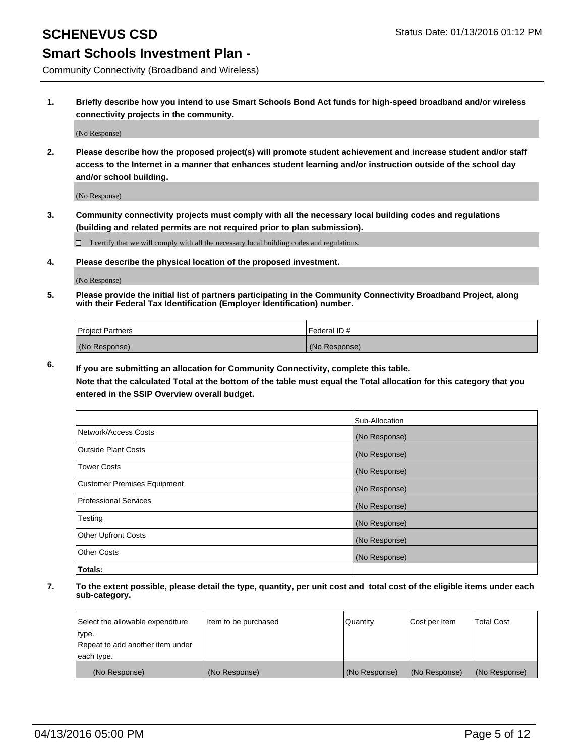# SCHENEVUS CSD

Status Date: 01/13/2016 01:12 PM

## Smart Schools Investment Plan -

Community Connectivity (Broadband and Wireless)

**1. Briefly describe how you intend to use Smart Schools Bond Act funds for high-speed broadband and/or wireless connectivity projects in the community.**

(No Response)

**2. Please describe how the proposed project(s) will promote student achievement and increase student and/or staff access to the Internet in a manner that enhances student learning and/or instruction outside of the school day and/or school building.**

(No Response)

**3. Community connectivity projects must comply with all the necessary local building codes and regulations (building and related permits are not required prior to plan submission).**

☐ I certify that we will comply with all the necessary local building codes and regulations.

**4. Please describe the physical location of the proposed investment.**

(No Response)

**5. Please provide the initial list of partners participating in the Community Connectivity Broadband Project, along with their Federal Tax Identification (Employer Identification) number.**

| Project Partners | Federal ID # |
|---|---|
| (No Response) | (No Response) |

**6. If you are submitting an allocation for Community Connectivity, complete this table.**
**Note that the calculated Total at the bottom of the table must equal the Total allocation for this category that you entered in the SSIP Overview overall budget.**

| | Sub-Allocation |
|---|---|
| Network/Access Costs | (No Response) |
| Outside Plant Costs | (No Response) |
| Tower Costs | (No Response) |
| Customer Premises Equipment | (No Response) |
| Professional Services | (No Response) |
| Testing | (No Response) |
| Other Upfront Costs | (No Response) |
| Other Costs | (No Response) |
| **Totals:** | |

**7. To the extent possible, please detail the type, quantity, per unit cost and total cost of the eligible items under each sub-category.**

| Select the allowable expenditure type. Repeat to add another item under each type. | Item to be purchased | Quantity | Cost per Item | Total Cost |
|---|---|---|---|---|
| (No Response) | (No Response) | (No Response) | (No Response) | (No Response) |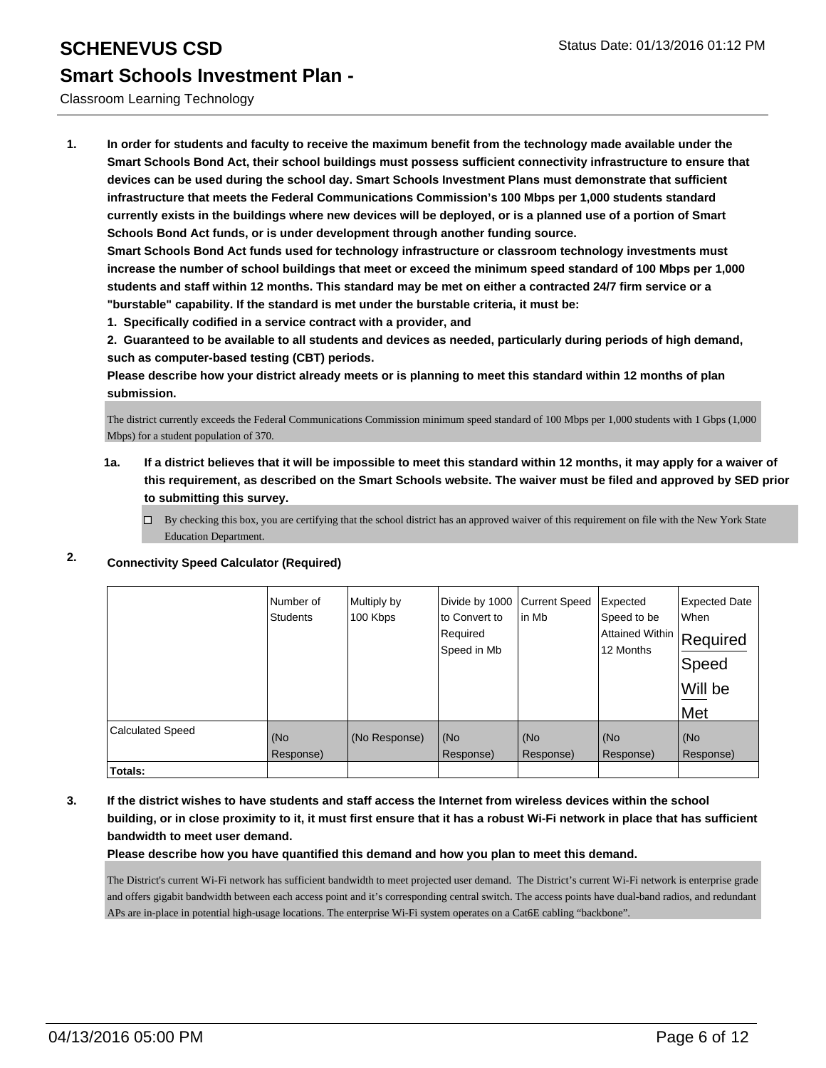# SCHENEVUS CSD

## Smart Schools Investment Plan -

Classroom Learning Technology

**1. In order for students and faculty to receive the maximum benefit from the technology made available under the Smart Schools Bond Act, their school buildings must possess sufficient connectivity infrastructure to ensure that devices can be used during the school day. Smart Schools Investment Plans must demonstrate that sufficient infrastructure that meets the Federal Communications Commission's 100 Mbps per 1,000 students standard currently exists in the buildings where new devices will be deployed, or is a planned use of a portion of Smart Schools Bond Act funds, or is under development through another funding source.**

**Smart Schools Bond Act funds used for technology infrastructure or classroom technology investments must increase the number of school buildings that meet or exceed the minimum speed standard of 100 Mbps per 1,000 students and staff within 12 months. This standard may be met on either a contracted 24/7 firm service or a "burstable" capability. If the standard is met under the burstable criteria, it must be:**

**1. Specifically codified in a service contract with a provider, and**

**2. Guaranteed to be available to all students and devices as needed, particularly during periods of high demand, such as computer-based testing (CBT) periods.**

**Please describe how your district already meets or is planning to meet this standard within 12 months of plan submission.**

The district currently exceeds the Federal Communications Commission minimum speed standard of 100 Mbps per 1,000 students with 1 Gbps (1,000 Mbps) for a student population of 370.

**1a. If a district believes that it will be impossible to meet this standard within 12 months, it may apply for a waiver of this requirement, as described on the Smart Schools website. The waiver must be filed and approved by SED prior to submitting this survey.**

☐ By checking this box, you are certifying that the school district has an approved waiver of this requirement on file with the New York State Education Department.

**2. Connectivity Speed Calculator (Required)**

| | Number of Students | Multiply by 100 Kbps | Divide by 1000 to Convert to Required Speed in Mb | Current Speed in Mb | Expected Speed to be Attained Within 12 Months | Expected Date When Required Speed Will be Met |
|---|---|---|---|---|---|---|
| Calculated Speed | (No Response) | (No Response) | (No Response) | (No Response) | (No Response) | (No Response) |
| **Totals:** | | | | | | |

**3. If the district wishes to have students and staff access the Internet from wireless devices within the school building, or in close proximity to it, it must first ensure that it has a robust Wi-Fi network in place that has sufficient bandwidth to meet user demand.**

**Please describe how you have quantified this demand and how you plan to meet this demand.**

The District's current Wi-Fi network has sufficient bandwidth to meet projected user demand. The District's current Wi-Fi network is enterprise grade and offers gigabit bandwidth between each access point and it's corresponding central switch. The access points have dual-band radios, and redundant APs are in-place in potential high-usage locations. The enterprise Wi-Fi system operates on a Cat6E cabling "backbone".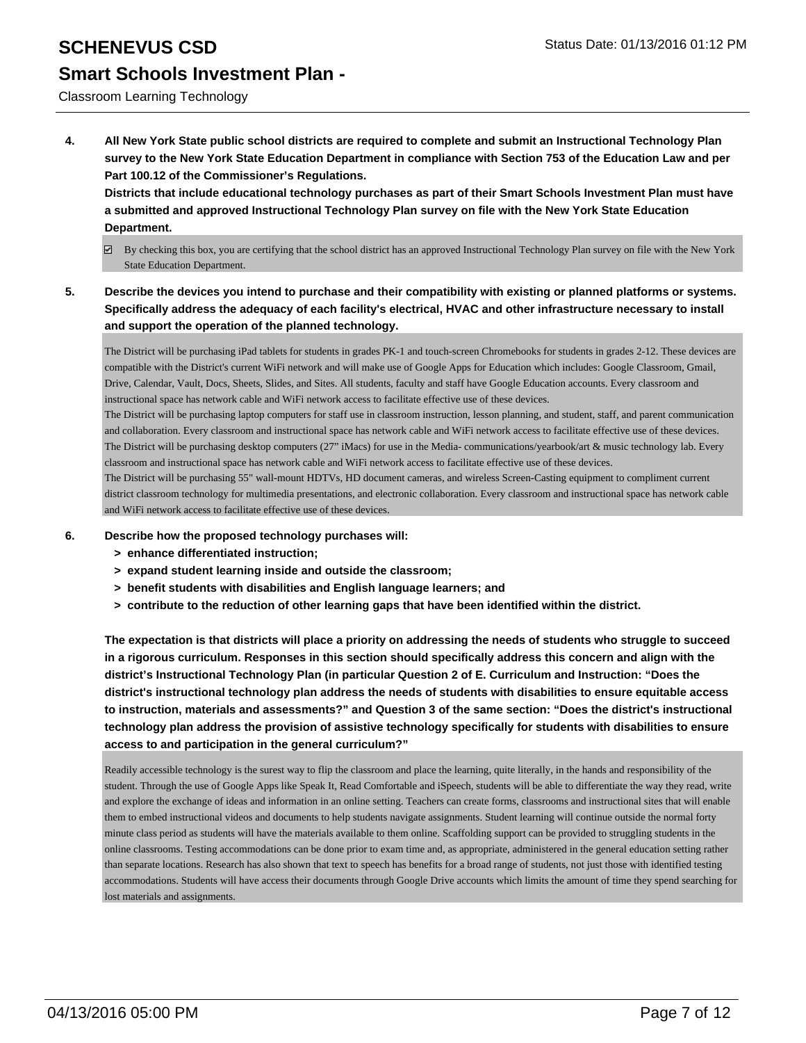**4. All New York State public school districts are required to complete and submit an Instructional Technology Plan survey to the New York State Education Department in compliance with Section 753 of the Education Law and per Part 100.12 of the Commissioner's Regulations.**

**Districts that include educational technology purchases as part of their Smart Schools Investment Plan must have a submitted and approved Instructional Technology Plan survey on file with the New York State Education Department.**

☑ By checking this box, you are certifying that the school district has an approved Instructional Technology Plan survey on file with the New York State Education Department.

**5. Describe the devices you intend to purchase and their compatibility with existing or planned platforms or systems. Specifically address the adequacy of each facility's electrical, HVAC and other infrastructure necessary to install and support the operation of the planned technology.**

The District will be purchasing iPad tablets for students in grades PK-1 and touch-screen Chromebooks for students in grades 2-12. These devices are compatible with the District's current WiFi network and will make use of Google Apps for Education which includes: Google Classroom, Gmail, Drive, Calendar, Vault, Docs, Sheets, Slides, and Sites. All students, faculty and staff have Google Education accounts. Every classroom and instructional space has network cable and WiFi network access to facilitate effective use of these devices.
The District will be purchasing laptop computers for staff use in classroom instruction, lesson planning, and student, staff, and parent communication and collaboration. Every classroom and instructional space has network cable and WiFi network access to facilitate effective use of these devices.
The District will be purchasing desktop computers (27" iMacs) for use in the Media- communications/yearbook/art & music technology lab. Every classroom and instructional space has network cable and WiFi network access to facilitate effective use of these devices.
The District will be purchasing 55" wall-mount HDTVs, HD document cameras, and wireless Screen-Casting equipment to compliment current district classroom technology for multimedia presentations, and electronic collaboration. Every classroom and instructional space has network cable and WiFi network access to facilitate effective use of these devices.

**6. Describe how the proposed technology purchases will:**

- **> enhance differentiated instruction;**
- **> expand student learning inside and outside the classroom;**
- **> benefit students with disabilities and English language learners; and**
- **> contribute to the reduction of other learning gaps that have been identified within the district.**

**The expectation is that districts will place a priority on addressing the needs of students who struggle to succeed in a rigorous curriculum. Responses in this section should specifically address this concern and align with the district's Instructional Technology Plan (in particular Question 2 of E. Curriculum and Instruction: "Does the district's instructional technology plan address the needs of students with disabilities to ensure equitable access to instruction, materials and assessments?" and Question 3 of the same section: "Does the district's instructional technology plan address the provision of assistive technology specifically for students with disabilities to ensure access to and participation in the general curriculum?"**

Readily accessible technology is the surest way to flip the classroom and place the learning, quite literally, in the hands and responsibility of the student. Through the use of Google Apps like Speak It, Read Comfortable and iSpeech, students will be able to differentiate the way they read, write and explore the exchange of ideas and information in an online setting. Teachers can create forms, classrooms and instructional sites that will enable them to embed instructional videos and documents to help students navigate assignments. Student learning will continue outside the normal forty minute class period as students will have the materials available to them online. Scaffolding support can be provided to struggling students in the online classrooms. Testing accommodations can be done prior to exam time and, as appropriate, administered in the general education setting rather than separate locations. Research has also shown that text to speech has benefits for a broad range of students, not just those with identified testing accommodations. Students will have access their documents through Google Drive accounts which limits the amount of time they spend searching for lost materials and assignments.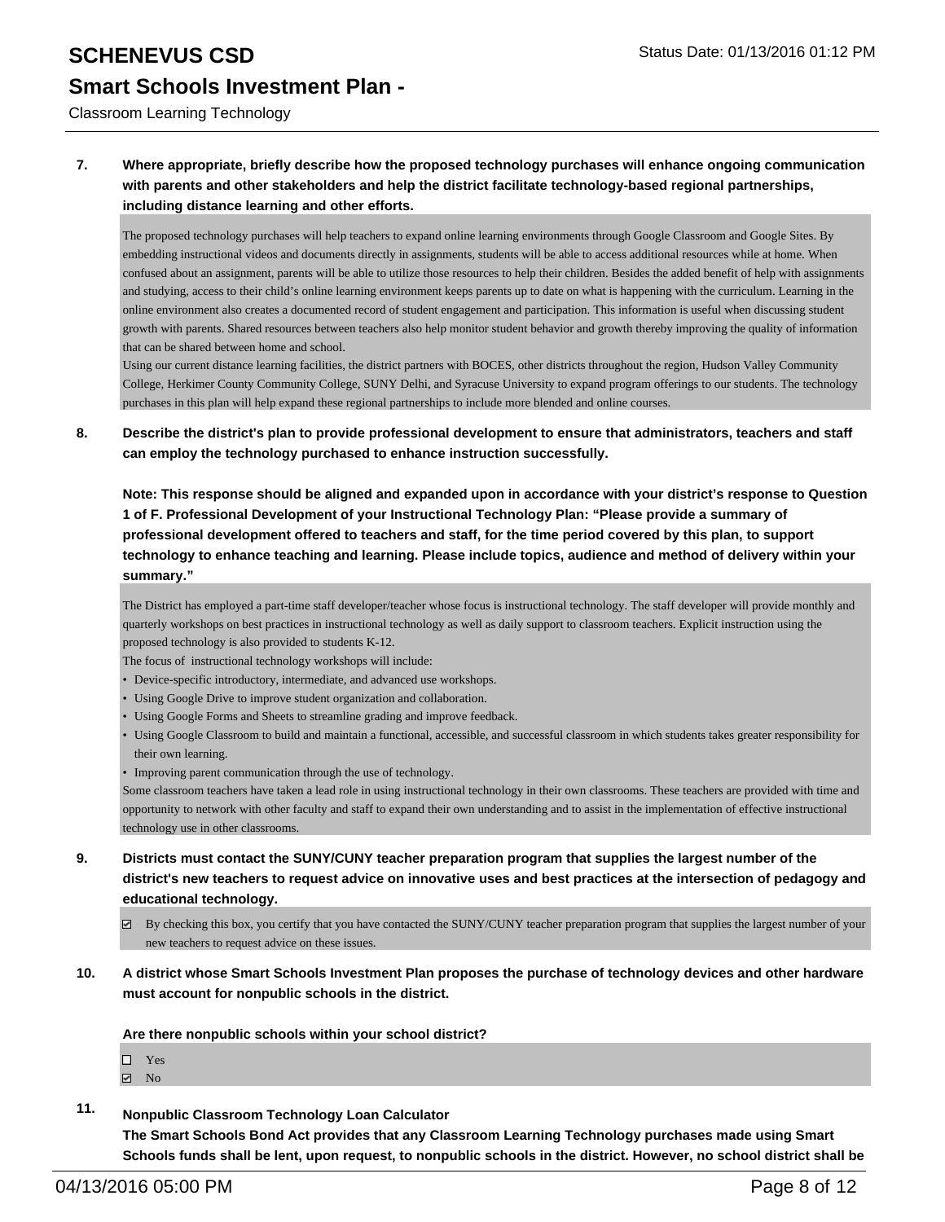**7. Where appropriate, briefly describe how the proposed technology purchases will enhance ongoing communication with parents and other stakeholders and help the district facilitate technology-based regional partnerships, including distance learning and other efforts.**

The proposed technology purchases will help teachers to expand online learning environments through Google Classroom and Google Sites. By embedding instructional videos and documents directly in assignments, students will be able to access additional resources while at home. When confused about an assignment, parents will be able to utilize those resources to help their children. Besides the added benefit of help with assignments and studying, access to their child's online learning environment keeps parents up to date on what is happening with the curriculum. Learning in the online environment also creates a documented record of student engagement and participation. This information is useful when discussing student growth with parents. Shared resources between teachers also help monitor student behavior and growth thereby improving the quality of information that can be shared between home and school.

Using our current distance learning facilities, the district partners with BOCES, other districts throughout the region, Hudson Valley Community College, Herkimer County Community College, SUNY Delhi, and Syracuse University to expand program offerings to our students. The technology purchases in this plan will help expand these regional partnerships to include more blended and online courses.

**8. Describe the district's plan to provide professional development to ensure that administrators, teachers and staff can employ the technology purchased to enhance instruction successfully.**

**Note: This response should be aligned and expanded upon in accordance with your district's response to Question 1 of F. Professional Development of your Instructional Technology Plan: "Please provide a summary of professional development offered to teachers and staff, for the time period covered by this plan, to support technology to enhance teaching and learning. Please include topics, audience and method of delivery within your summary."**

The District has employed a part-time staff developer/teacher whose focus is instructional technology. The staff developer will provide monthly and quarterly workshops on best practices in instructional technology as well as daily support to classroom teachers. Explicit instruction using the proposed technology is also provided to students K-12.

The focus of instructional technology workshops will include:

- Device-specific introductory, intermediate, and advanced use workshops.
- Using Google Drive to improve student organization and collaboration.
- Using Google Forms and Sheets to streamline grading and improve feedback.
- Using Google Classroom to build and maintain a functional, accessible, and successful classroom in which students takes greater responsibility for their own learning.
- Improving parent communication through the use of technology.

Some classroom teachers have taken a lead role in using instructional technology in their own classrooms. These teachers are provided with time and opportunity to network with other faculty and staff to expand their own understanding and to assist in the implementation of effective instructional technology use in other classrooms.

**9. Districts must contact the SUNY/CUNY teacher preparation program that supplies the largest number of the district's new teachers to request advice on innovative uses and best practices at the intersection of pedagogy and educational technology.**

☑ By checking this box, you certify that you have contacted the SUNY/CUNY teacher preparation program that supplies the largest number of your new teachers to request advice on these issues.

**10. A district whose Smart Schools Investment Plan proposes the purchase of technology devices and other hardware must account for nonpublic schools in the district.**

**Are there nonpublic schools within your school district?**

☐ Yes
☑ No

**11. Nonpublic Classroom Technology Loan Calculator**

**The Smart Schools Bond Act provides that any Classroom Learning Technology purchases made using Smart Schools funds shall be lent, upon request, to nonpublic schools in the district. However, no school district shall be**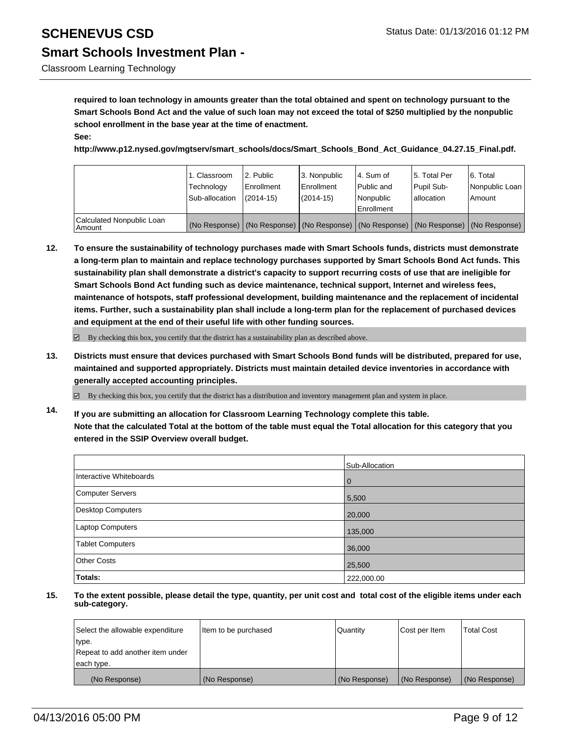**required to loan technology in amounts greater than the total obtained and spent on technology pursuant to the Smart Schools Bond Act and the value of such loan may not exceed the total of $250 multiplied by the nonpublic school enrollment in the base year at the time of enactment.**

**See:**

**http://www.p12.nysed.gov/mgtserv/smart_schools/docs/Smart_Schools_Bond_Act_Guidance_04.27.15_Final.pdf.**

| | 1. Classroom Technology Sub-allocation | 2. Public Enrollment (2014-15) | 3. Nonpublic Enrollment (2014-15) | 4. Sum of Public and Nonpublic Enrollment | 5. Total Per Pupil Sub-allocation | 6. Total Nonpublic Loan Amount |
|---|---|---|---|---|---|---|
| Calculated Nonpublic Loan Amount | (No Response) | (No Response) | (No Response) | (No Response) | (No Response) | (No Response) |

**12. To ensure the sustainability of technology purchases made with Smart Schools funds, districts must demonstrate a long-term plan to maintain and replace technology purchases supported by Smart Schools Bond Act funds. This sustainability plan shall demonstrate a district's capacity to support recurring costs of use that are ineligible for Smart Schools Bond Act funding such as device maintenance, technical support, Internet and wireless fees, maintenance of hotspots, staff professional development, building maintenance and the replacement of incidental items. Further, such a sustainability plan shall include a long-term plan for the replacement of purchased devices and equipment at the end of their useful life with other funding sources.**

☑ By checking this box, you certify that the district has a sustainability plan as described above.

**13. Districts must ensure that devices purchased with Smart Schools Bond funds will be distributed, prepared for use, maintained and supported appropriately. Districts must maintain detailed device inventories in accordance with generally accepted accounting principles.**

☑ By checking this box, you certify that the district has a distribution and inventory management plan and system in place.

**14. If you are submitting an allocation for Classroom Learning Technology complete this table. Note that the calculated Total at the bottom of the table must equal the Total allocation for this category that you entered in the SSIP Overview overall budget.**

| | Sub-Allocation |
|---|---|
| Interactive Whiteboards | 0 |
| Computer Servers | 5,500 |
| Desktop Computers | 20,000 |
| Laptop Computers | 135,000 |
| Tablet Computers | 36,000 |
| Other Costs | 25,500 |
| **Totals:** | 222,000.00 |

**15. To the extent possible, please detail the type, quantity, per unit cost and total cost of the eligible items under each sub-category.**

| Select the allowable expenditure type. Repeat to add another item under each type. | Item to be purchased | Quantity | Cost per Item | Total Cost |
|---|---|---|---|---|
| (No Response) | (No Response) | (No Response) | (No Response) | (No Response) |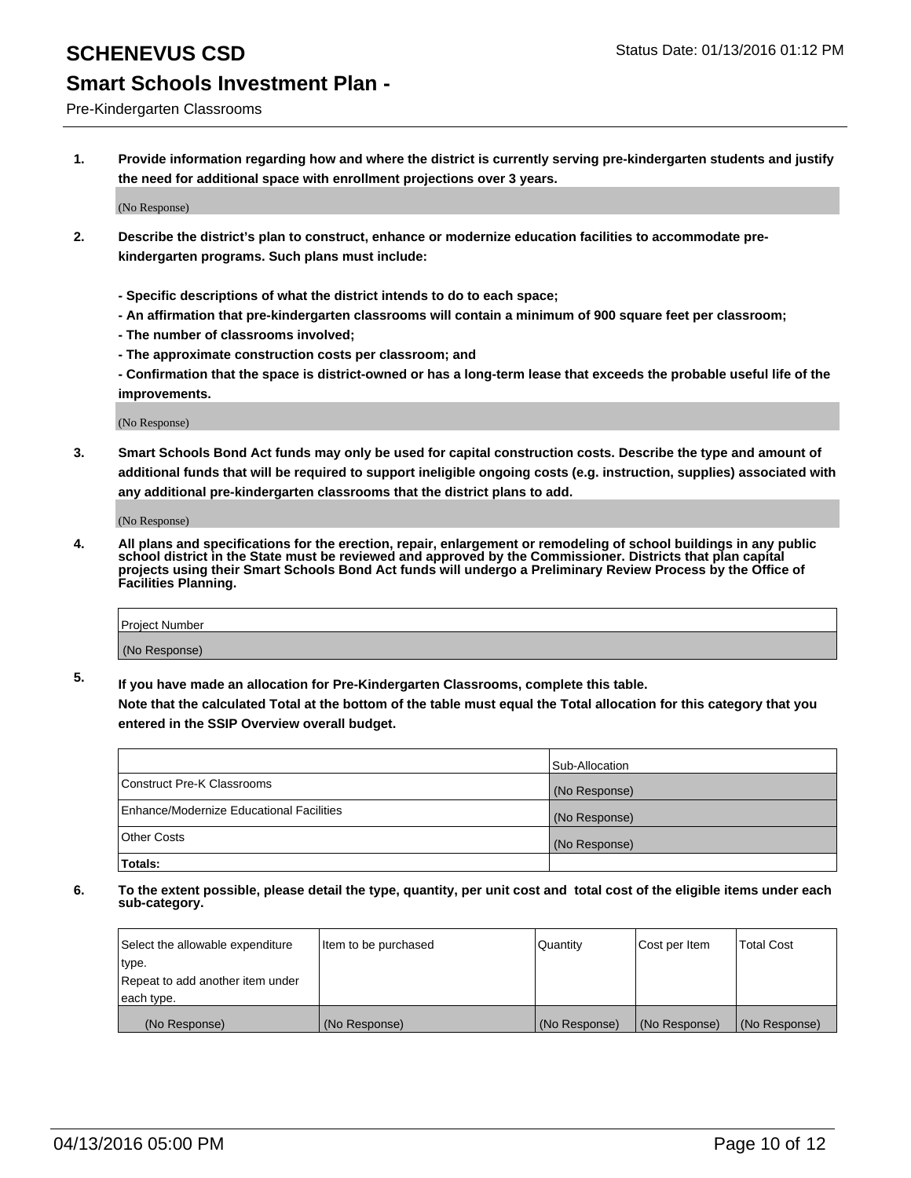# SCHENEVUS CSD

## Smart Schools Investment Plan -

Pre-Kindergarten Classrooms

Status Date: 01/13/2016 01:12 PM

**1. Provide information regarding how and where the district is currently serving pre-kindergarten students and justify the need for additional space with enrollment projections over 3 years.**

(No Response)

**2. Describe the district's plan to construct, enhance or modernize education facilities to accommodate pre-kindergarten programs. Such plans must include:**

**- Specific descriptions of what the district intends to do to each space;**
**- An affirmation that pre-kindergarten classrooms will contain a minimum of 900 square feet per classroom;**
**- The number of classrooms involved;**
**- The approximate construction costs per classroom; and**
**- Confirmation that the space is district-owned or has a long-term lease that exceeds the probable useful life of the improvements.**

(No Response)

**3. Smart Schools Bond Act funds may only be used for capital construction costs. Describe the type and amount of additional funds that will be required to support ineligible ongoing costs (e.g. instruction, supplies) associated with any additional pre-kindergarten classrooms that the district plans to add.**

(No Response)

**4. All plans and specifications for the erection, repair, enlargement or remodeling of school buildings in any public school district in the State must be reviewed and approved by the Commissioner. Districts that plan capital projects using their Smart Schools Bond Act funds will undergo a Preliminary Review Process by the Office of Facilities Planning.**

| Project Number |
|---|
| (No Response) |

**5. If you have made an allocation for Pre-Kindergarten Classrooms, complete this table.**
**Note that the calculated Total at the bottom of the table must equal the Total allocation for this category that you entered in the SSIP Overview overall budget.**

| | Sub-Allocation |
|---|---|
| Construct Pre-K Classrooms | (No Response) |
| Enhance/Modernize Educational Facilities | (No Response) |
| Other Costs | (No Response) |
| **Totals:** | |

**6. To the extent possible, please detail the type, quantity, per unit cost and total cost of the eligible items under each sub-category.**

| Select the allowable expenditure type. Repeat to add another item under each type. | Item to be purchased | Quantity | Cost per Item | Total Cost |
|---|---|---|---|---|
| (No Response) | (No Response) | (No Response) | (No Response) | (No Response) |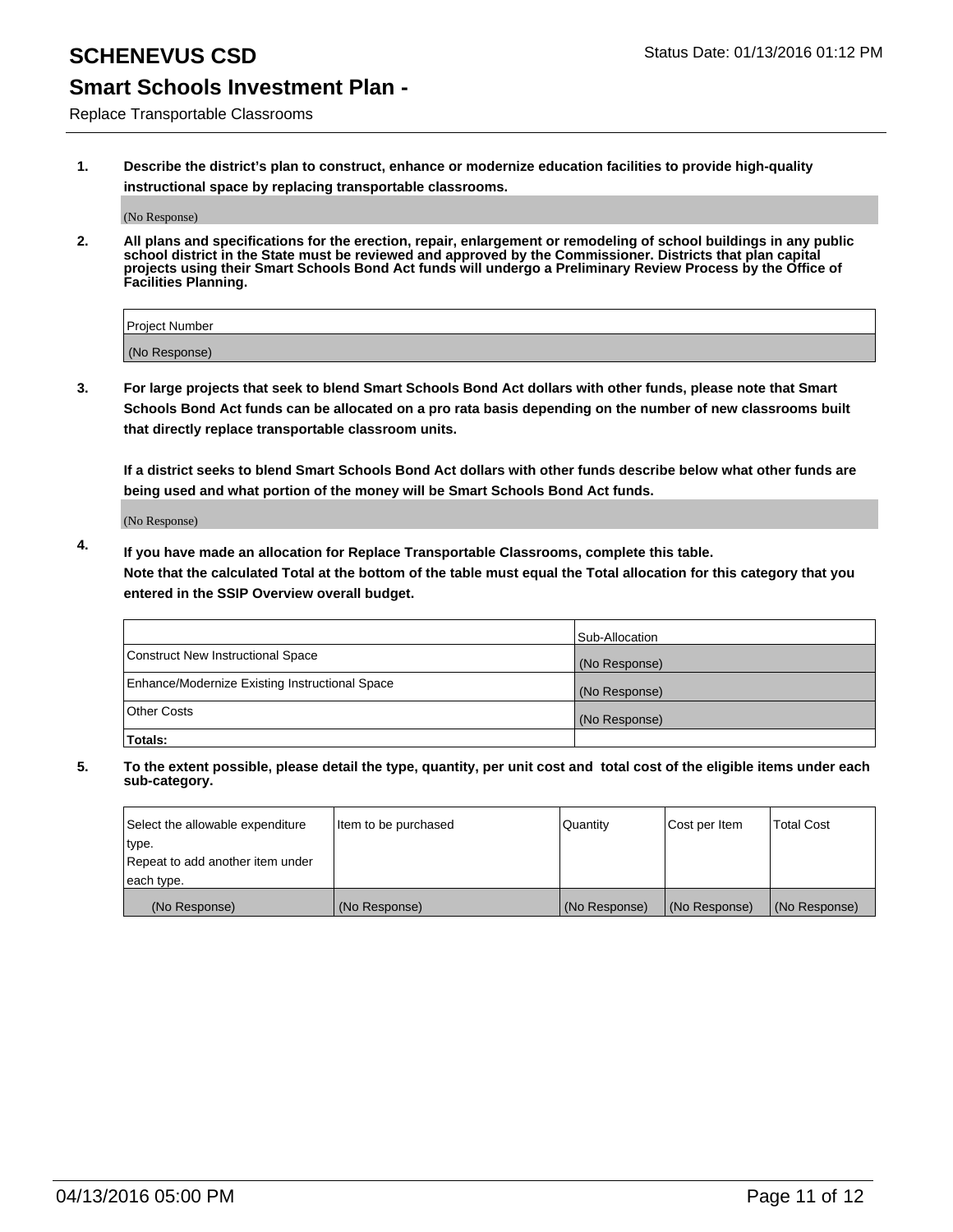# SCHENEVUS CSD

Status Date: 01/13/2016 01:12 PM

## Smart Schools Investment Plan -

Replace Transportable Classrooms

**1. Describe the district's plan to construct, enhance or modernize education facilities to provide high-quality instructional space by replacing transportable classrooms.**

(No Response)

**2. All plans and specifications for the erection, repair, enlargement or remodeling of school buildings in any public school district in the State must be reviewed and approved by the Commissioner. Districts that plan capital projects using their Smart Schools Bond Act funds will undergo a Preliminary Review Process by the Office of Facilities Planning.**

| Project Number |
|---|
| (No Response) |

**3. For large projects that seek to blend Smart Schools Bond Act dollars with other funds, please note that Smart Schools Bond Act funds can be allocated on a pro rata basis depending on the number of new classrooms built that directly replace transportable classroom units.**

**If a district seeks to blend Smart Schools Bond Act dollars with other funds describe below what other funds are being used and what portion of the money will be Smart Schools Bond Act funds.**

(No Response)

**4. If you have made an allocation for Replace Transportable Classrooms, complete this table.**
**Note that the calculated Total at the bottom of the table must equal the Total allocation for this category that you entered in the SSIP Overview overall budget.**

| | Sub-Allocation |
|---|---|
| Construct New Instructional Space | (No Response) |
| Enhance/Modernize Existing Instructional Space | (No Response) |
| Other Costs | (No Response) |
| **Totals:** | |

**5. To the extent possible, please detail the type, quantity, per unit cost and total cost of the eligible items under each sub-category.**

| Select the allowable expenditure type. Repeat to add another item under each type. | Item to be purchased | Quantity | Cost per Item | Total Cost |
|---|---|---|---|---|
| (No Response) | (No Response) | (No Response) | (No Response) | (No Response) |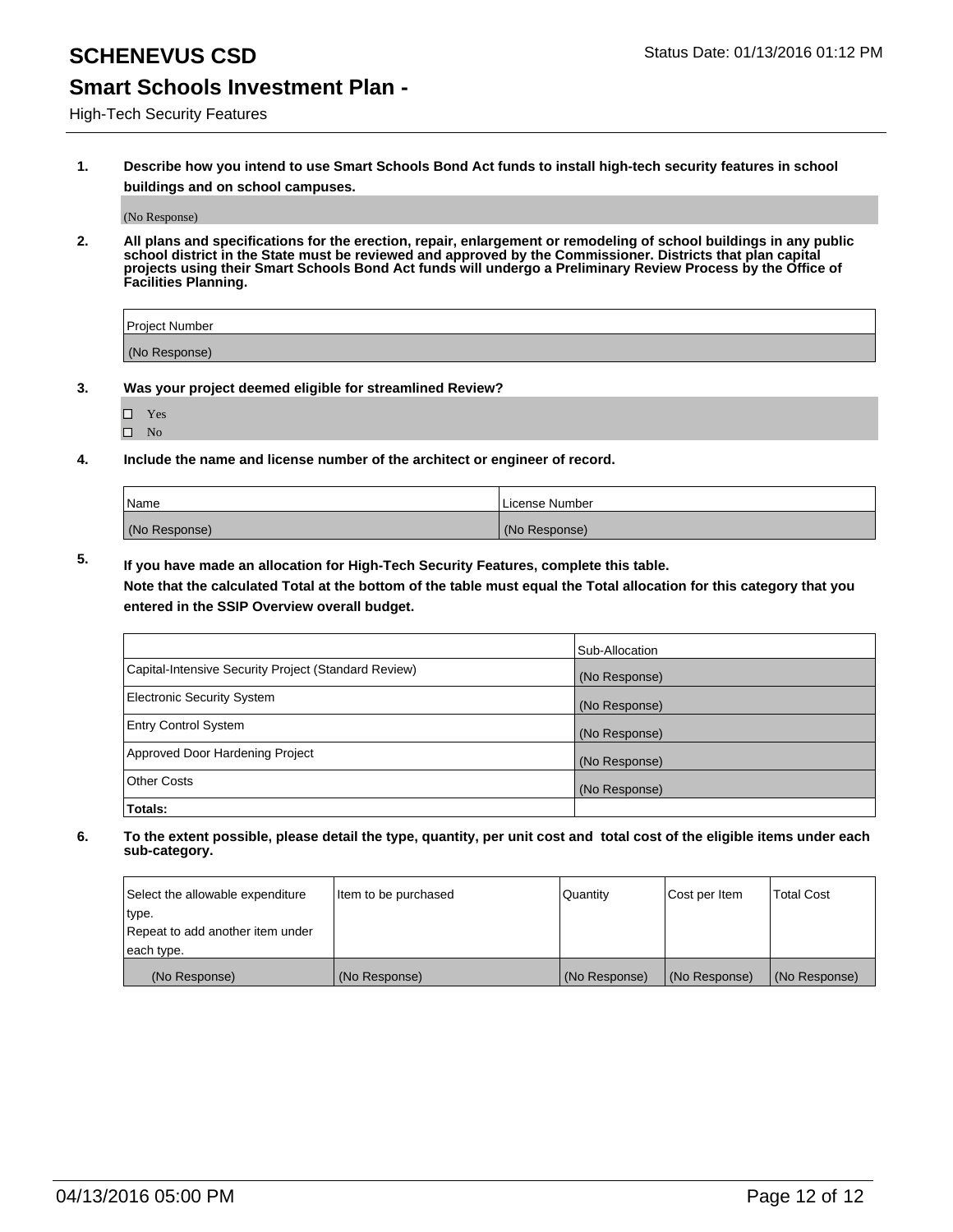# SCHENEVUS CSD

Status Date: 01/13/2016 01:12 PM

## Smart Schools Investment Plan -

High-Tech Security Features

**1. Describe how you intend to use Smart Schools Bond Act funds to install high-tech security features in school buildings and on school campuses.**

(No Response)

**2. All plans and specifications for the erection, repair, enlargement or remodeling of school buildings in any public school district in the State must be reviewed and approved by the Commissioner. Districts that plan capital projects using their Smart Schools Bond Act funds will undergo a Preliminary Review Process by the Office of Facilities Planning.**

| Project Number |
|---|
| (No Response) |

**3. Was your project deemed eligible for streamlined Review?**

- ☐ Yes
- ☐ No

**4. Include the name and license number of the architect or engineer of record.**

| Name | License Number |
|---|---|
| (No Response) | (No Response) |

**5. If you have made an allocation for High-Tech Security Features, complete this table.**
**Note that the calculated Total at the bottom of the table must equal the Total allocation for this category that you entered in the SSIP Overview overall budget.**

| | Sub-Allocation |
|---|---|
| Capital-Intensive Security Project (Standard Review) | (No Response) |
| Electronic Security System | (No Response) |
| Entry Control System | (No Response) |
| Approved Door Hardening Project | (No Response) |
| Other Costs | (No Response) |
| **Totals:** | |

**6. To the extent possible, please detail the type, quantity, per unit cost and total cost of the eligible items under each sub-category.**

| Select the allowable expenditure type. Repeat to add another item under each type. | Item to be purchased | Quantity | Cost per Item | Total Cost |
|---|---|---|---|---|
| (No Response) | (No Response) | (No Response) | (No Response) | (No Response) |